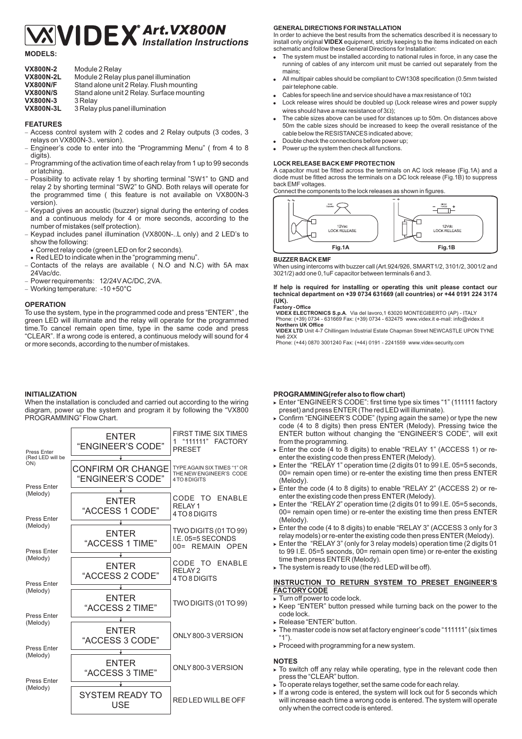# VIDEX Art.VX800N Installation Instructions

**MODELS:**

| | |
|---|---|
| **VX800N-2** | Module 2 Relay |
| **VX800N-2L** | Module 2 Relay plus panel illumination |
| **VX800N/F** | Stand alone unit 2 Relay. Flush mounting |
| **VX800N/S** | Stand alone unit 2 Relay. Surface mounting |
| **VX800N-3** | 3 Relay |
| **VX800N-3L** | 3 Relay plus panel illumination |

## FEATURES

- Access control system with 2 codes and 2 Relay outputs (3 codes, 3 relays on VX800N-3.. version).
- Engineer's code to enter into the "Programming Menu" ( from 4 to 8 digits).
- Programming of the activation time of each relay from 1 up to 99 seconds or latching.
- Possibility to activate relay 1 by shorting terminal "SW1" to GND and relay 2 by shorting terminal "SW2" to GND. Both relays will operate for the programmed time ( this feature is not available on VX800N-3 version).
- Keypad gives an acoustic (buzzer) signal during the entering of codes and a continuous melody for 4 or more seconds, according to the number of mistakes (self protection).
- Keypad includes panel illumination (VX800N-..L only) and 2 LED's to show the following:
  - Correct relay code (green LED on for 2 seconds).
  - Red LED to indicate when in the "programming menu".
- Contacts of the relays are available ( N.O and N.C) with 5A max 24Vac/dc.
- Power requirements: 12/24V AC/DC, 2VA.
- Working temperature: -10 +50°C

## OPERATION

To use the system, type in the programmed code and press "ENTER" , the green LED will illuminate and the relay will operate for the programmed time.To cancel remain open time, type in the same code and press "CLEAR". If a wrong code is entered, a continuous melody will sound for 4 or more seconds, according to the number of mistakes.

## GENERAL DIRECTIONS FOR INSTALLATION

In order to achieve the best results from the schematics described it is necessary to install only original **VIDEX** equipment, strictly keeping to the items indicated on each schematic and follow these General Directions for Installation:

- The system must be installed according to national rules in force, in any case the running of cables of any intercom unit must be carried out separately from the mains;
- All multipair cables should be compliant to CW1308 specification (0.5mm twisted pair telephone cable.
- Cables for speech line and service should have a max resistance of 10Ω
- Lock release wires should be doubled up (Lock release wires and power supply wires should have a max resistance of 3Ω);
- The cable sizes above can be used for distances up to 50m. On distances above 50m the cable sizes should be increased to keep the overall resistance of the cable below the RESISTANCES indicated above;
- Double check the connections before power up;
- Power up the system then check all functions.

## LOCK RELEASE BACK EMF PROTECTION

A capacitor must be fitted across the terminals on AC lock release (Fig.1A) and a diode must be fitted across the terminals on a DC lock release (Fig.1B) to suppress back EMF voltages.

Connect the components to the lock releases as shown in figures.

Fig.1A — 12Vac LOCK RELEASE

Fig.1B — 12Vdc LOCK RELEASE

## BUZZER BACK EMF

When using intercoms with buzzer call (Art.924/926, SMART1/2, 3101/2, 3001/2 and 3021/2) add one 0,1uF capacitor between terminals 6 and 3.

**If help is required for installing or operating this unit please contact our technical department on +39 0734 631669 (all countries) or +44 0191 224 3174 (UK).**

**Factory - Office**
**VIDEX ELECTRONICS S.p.A**. Via del lavoro,1 63020 MONTEGIBERTO (AP) - ITALY
Phone: (+39) 0734 - 631669 Fax: (+39) 0734 - 632475 www.videx.it e-mail: info@videx.it
**Northern UK Office**
**VIDEX LTD** Unit 4-7 Chillingam Industrial Estate Chapman Street NEWCASTLE UPON TYNE Ne6 2XX
Phone: (+44) 0870 3001240 Fax: (+44) 0191 - 2241559 www.videx-security.com

## INITIALIZATION

When the installation is concluded and carried out according to the wiring diagram, power up the system and program it by following the "VX800 PROGRAMMING" Flow Chart.

| Action | Step | Notes |
|---|---|---|
| Press Enter (Red LED will be ON) | ENTER "ENGINEER'S CODE" | FIRST TIME SIX TIMES 1 "111111" FACTORY PRESET |
| Press Enter (Melody) | CONFIRM OR CHANGE "ENGINEER'S CODE" | TYPE AGAIN SIX TIMES "1" OR THE NEW ENGINEER'S CODE 4 TO 8 DIGITS |
| Press Enter (Melody) | ENTER "ACCESS 1 CODE" | CODE TO ENABLE RELAY 1 4 TO 8 DIGITS |
| Press Enter (Melody) | ENTER "ACCESS 1 TIME" | TWO DIGITS (01 TO 99) I.E. 05=5 SECONDS 00= REMAIN OPEN |
| Press Enter (Melody) | ENTER "ACCESS 2 CODE" | CODE TO ENABLE RELAY 2 4 TO 8 DIGITS |
| Press Enter (Melody) | ENTER "ACCESS 2 TIME" | TWO DIGITS (01 TO 99) |
| Press Enter (Melody) | ENTER "ACCESS 3 CODE" | ONLY 800-3 VERSION |
| Press Enter (Melody) | ENTER "ACCESS 3 TIME" | ONLY 800-3 VERSION |
| | SYSTEM READY TO USE | RED LED WILL BE OFF |

## PROGRAMMING(refer also to flow chart)

- Enter "ENGINEER'S CODE": first time type six times "1" (111111 factory preset) and press ENTER (The red LED will illuminate).
- Confirm "ENGINEER'S CODE" (typing again the same) or type the new code (4 to 8 digits) then press ENTER (Melody). Pressing twice the ENTER button without changing the "ENGINEER'S CODE", will exit from the programming.
- Enter the code (4 to 8 digits) to enable "RELAY 1" (ACCESS 1) or re-enter the existing code then press ENTER (Melody).
- Enter the "RELAY 1" operation time (2 digits 01 to 99 I.E. 05=5 seconds, 00= remain open time) or re-enter the existing time then press ENTER (Melody).
- Enter the code (4 to 8 digits) to enable "RELAY 2" (ACCESS 2) or re-enter the existing code then press ENTER (Melody).
- Enter the "RELAY 2" operation time (2 digits 01 to 99 I.E. 05=5 seconds, 00= remain open time) or re-enter the existing time then press ENTER (Melody).
- Enter the code (4 to 8 digits) to enable "RELAY 3" (ACCESS 3 only for 3 relay models) or re-enter the existing code then press ENTER (Melody).
- Enter the "RELAY 3" (only for 3 relay models) operation time (2 digits 01 to 99 I.E. 05=5 seconds, 00= remain open time) or re-enter the existing time then press ENTER (Melody).
- The system is ready to use (the red LED will be off).

## INSTRUCTION TO RETURN SYSTEM TO PRESET ENGINEER'S FACTORY CODE

- Turn off power to code lock.
- Keep "ENTER" button pressed while turning back on the power to the code lock.
- Release "ENTER" button.
- The master code is now set at factory engineer's code "111111" (six times "1").
- Proceed with programming for a new system.

## NOTES

- To switch off any relay while operating, type in the relevant code then press the "CLEAR" button.
- To operate relays together, set the same code for each relay.
- If a wrong code is entered, the system will lock out for 5 seconds which will increase each time a wrong code is entered. The system will operate only when the correct code is entered.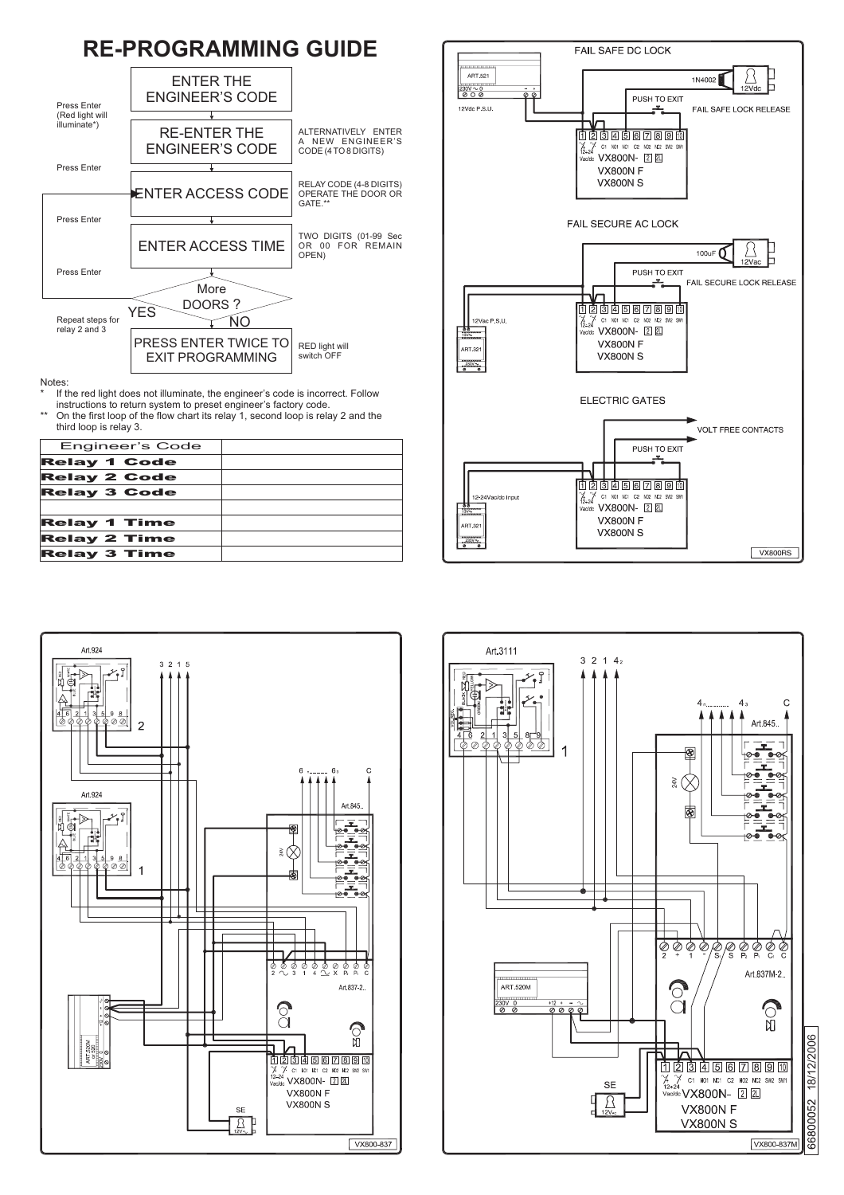# RE-PROGRAMMING GUIDE

Press Enter (Red light will illuminate*)

ENTER THE ENGINEER'S CODE

RE-ENTER THE ENGINEER'S CODE — ALTERNATIVELY ENTER A NEW ENGINEER'S CODE (4 TO 8 DIGITS)

Press Enter

ENTER ACCESS CODE — RELAY CODE (4-8 DIGITS) OPERATE THE DOOR OR GATE.**

Press Enter

ENTER ACCESS TIME — TWO DIGITS (01-99 Sec OR 00 FOR REMAIN OPEN)

Press Enter

More DOORS ? YES / NO

Repeat steps for relay 2 and 3

PRESS ENTER TWICE TO EXIT PROGRAMMING — RED light will switch OFF

Notes:

\* If the red light does not illuminate, the engineer's code is incorrect. Follow instructions to return system to preset engineer's factory code.

\*\* On the first loop of the flow chart its relay 1, second loop is relay 2 and the third loop is relay 3.

| | |
|---|---|
| Engineer's Code | |
| **Relay 1 Code** | |
| **Relay 2 Code** | |
| **Relay 3 Code** | |
| | |
| **Relay 1 Time** | |
| **Relay 2 Time** | |
| **Relay 3 Time** | |

FAIL SAFE DC LOCK

ART.521
230V ~ 0
12Vdc P.S.U.
1N4002
12Vdc
PUSH TO EXIT
FAIL SAFE LOCK RELEASE
1 2 3 4 5 6 7 8 9 10
12÷24 Vac/dc C1 NO1 NC1 C2 NO2 NC2 SW2 SW1
VX800N- 2 2L
VX800N F
VX800N S

FAIL SECURE AC LOCK

100uF
12Vac
PUSH TO EXIT
FAIL SECURE LOCK RELEASE
12Vac P.S.U.
ART.321
VX800N-
VX800N F
VX800N S

ELECTRIC GATES

VOLT FREE CONTACTS
PUSH TO EXIT
12-24Vac/dc Input
ART.321
VX800N-
VX800N F
VX800N S

VX800RS

Art.924
3 2 1 5
2
Art.924
1
6 ...... 6₃ C
Art.845..
24V
2 3 1 4 X P₁ P₂ C
Art.837-2..
ART.520M
VX800N- 2 2L
VX800N F
VX800N S
SE
12V~

VX800-837

Art.3111
3 2 1 4₂
1
4₁ ........ 4₃ C
Art.845..
24V
2 + 1 - S₁ S P₁ P₂ C₁ C
Art.837M-2..
ART.520M
230V 0 +12 + - ~
SE
12Vac
VX800N- 2 2L
VX800N F
VX800N S

VX800-837M

66800052 18/12/2006